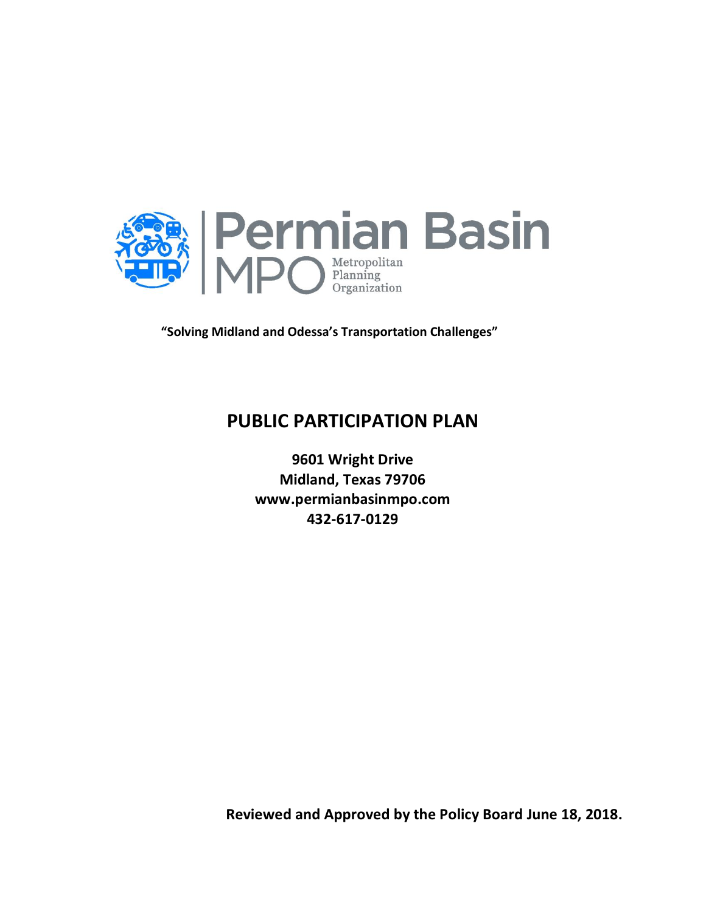Permian Basin MPO Metropolitan Planning Organization

**"Solving Midland and Odessa's Transportation Challenges"**

# PUBLIC PARTICIPATION PLAN

**9601 Wright Drive**
**Midland, Texas 79706**
**www.permianbasinmpo.com**
**432-617-0129**

**Reviewed and Approved by the Policy Board June 18, 2018.**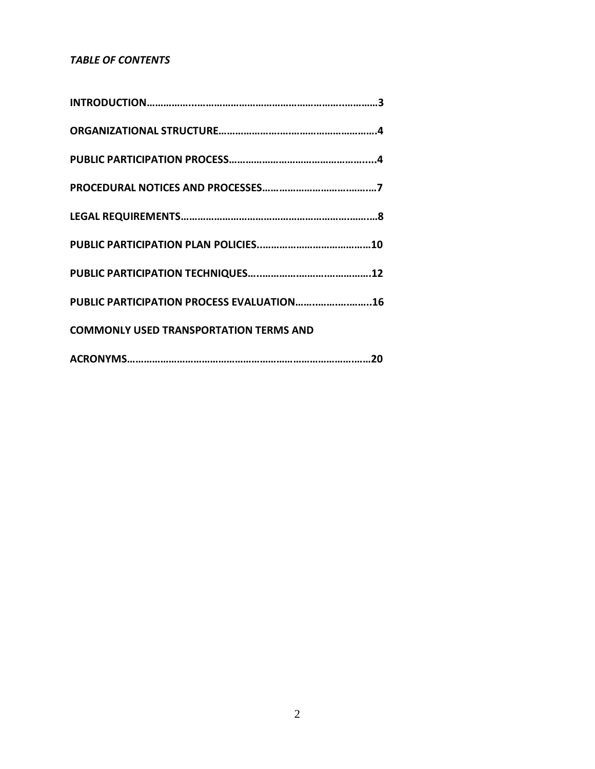***TABLE OF CONTENTS***

**INTRODUCTION……………..………………………………………………..…………3**

**ORGANIZATIONAL STRUCTURE…………………………………………………4**

**PUBLIC PARTICIPATION PROCESS…………………………………………….....4**

**PROCEDURAL NOTICES AND PROCESSES……………………………….…7**

**LEGAL REQUIREMENTS…………………………………………………..….….8**

**PUBLIC PARTICIPATION PLAN POLICIES.……………………………………10**

**PUBLIC PARTICIPATION TECHNIQUES…..…………………………………….12**

**PUBLIC PARTICIPATION PROCESS EVALUATION……….……………..16**

**COMMONLY USED TRANSPORTATION TERMS AND**

**ACRONYMS………………………………………………………………….……20**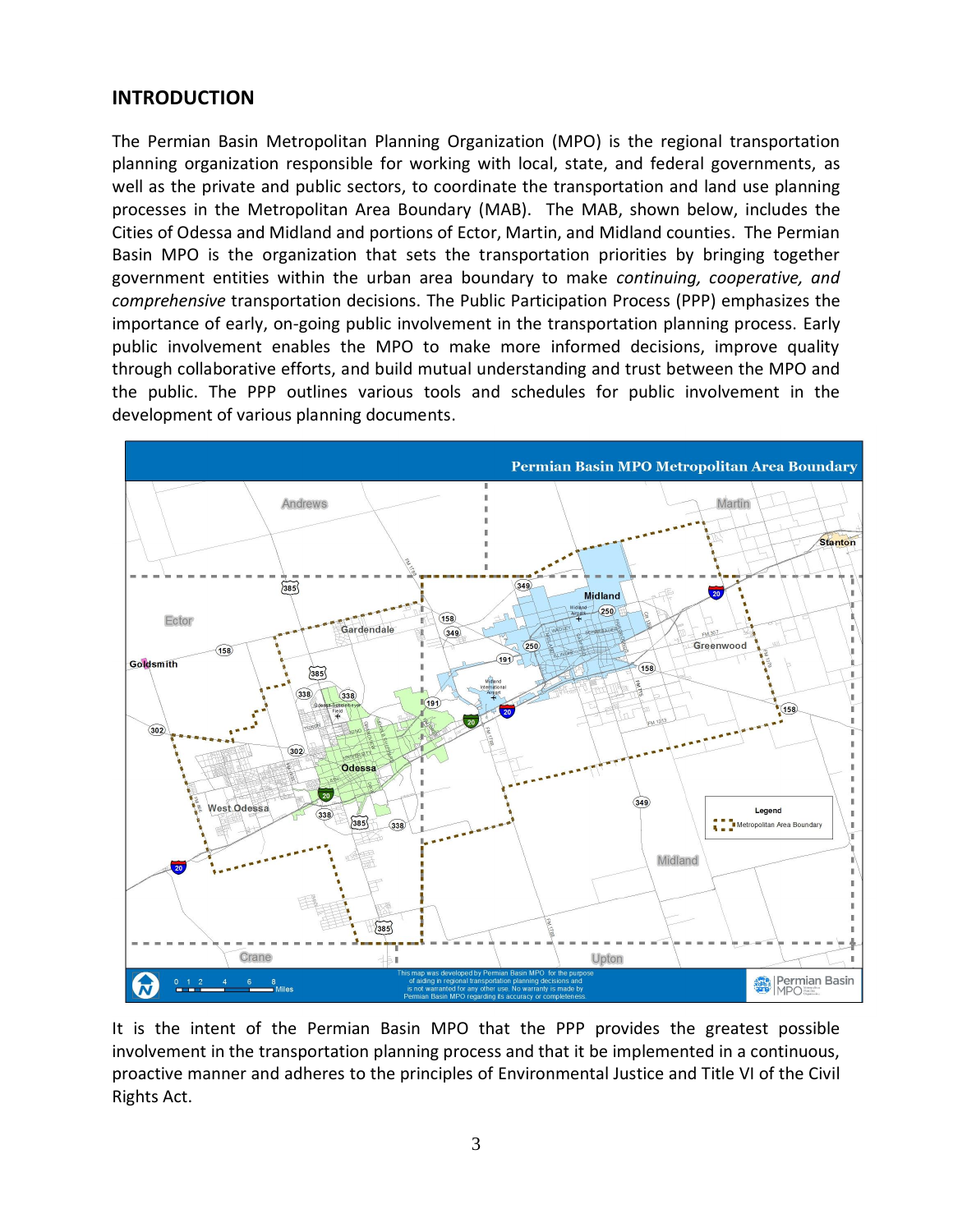## INTRODUCTION

The Permian Basin Metropolitan Planning Organization (MPO) is the regional transportation planning organization responsible for working with local, state, and federal governments, as well as the private and public sectors, to coordinate the transportation and land use planning processes in the Metropolitan Area Boundary (MAB). The MAB, shown below, includes the Cities of Odessa and Midland and portions of Ector, Martin, and Midland counties. The Permian Basin MPO is the organization that sets the transportation priorities by bringing together government entities within the urban area boundary to make *continuing, cooperative, and comprehensive* transportation decisions. The Public Participation Process (PPP) emphasizes the importance of early, on-going public involvement in the transportation planning process. Early public involvement enables the MPO to make more informed decisions, improve quality through collaborative efforts, and build mutual understanding and trust between the MPO and the public. The PPP outlines various tools and schedules for public involvement in the development of various planning documents.

Permian Basin MPO Metropolitan Area Boundary

It is the intent of the Permian Basin MPO that the PPP provides the greatest possible involvement in the transportation planning process and that it be implemented in a continuous, proactive manner and adheres to the principles of Environmental Justice and Title VI of the Civil Rights Act.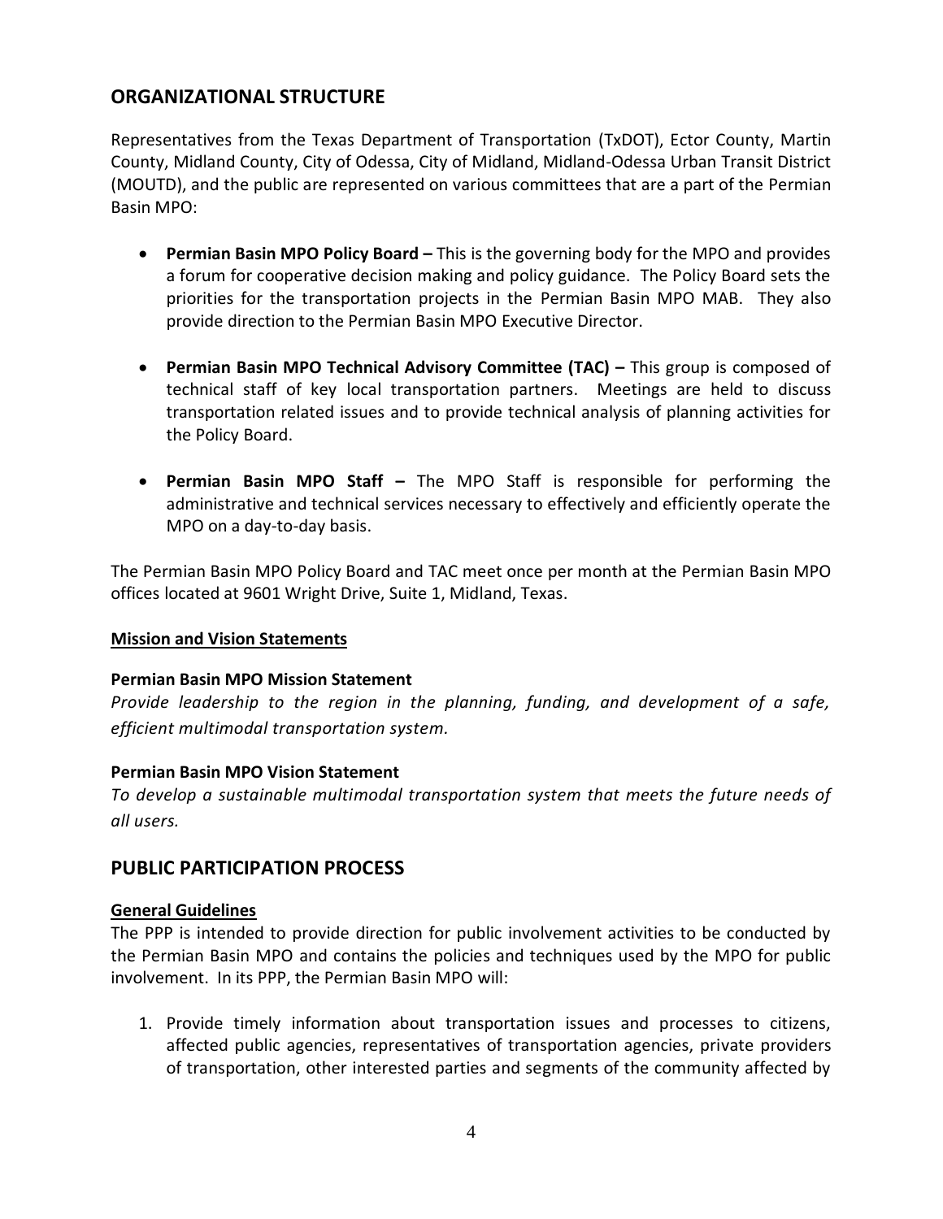## ORGANIZATIONAL STRUCTURE

Representatives from the Texas Department of Transportation (TxDOT), Ector County, Martin County, Midland County, City of Odessa, City of Midland, Midland-Odessa Urban Transit District (MOUTD), and the public are represented on various committees that are a part of the Permian Basin MPO:

- **Permian Basin MPO Policy Board –** This is the governing body for the MPO and provides a forum for cooperative decision making and policy guidance. The Policy Board sets the priorities for the transportation projects in the Permian Basin MPO MAB. They also provide direction to the Permian Basin MPO Executive Director.
- **Permian Basin MPO Technical Advisory Committee (TAC) –** This group is composed of technical staff of key local transportation partners. Meetings are held to discuss transportation related issues and to provide technical analysis of planning activities for the Policy Board.
- **Permian Basin MPO Staff –** The MPO Staff is responsible for performing the administrative and technical services necessary to effectively and efficiently operate the MPO on a day-to-day basis.

The Permian Basin MPO Policy Board and TAC meet once per month at the Permian Basin MPO offices located at 9601 Wright Drive, Suite 1, Midland, Texas.

### Mission and Vision Statements

**Permian Basin MPO Mission Statement**

*Provide leadership to the region in the planning, funding, and development of a safe, efficient multimodal transportation system.*

**Permian Basin MPO Vision Statement**

*To develop a sustainable multimodal transportation system that meets the future needs of all users.*

## PUBLIC PARTICIPATION PROCESS

### General Guidelines

The PPP is intended to provide direction for public involvement activities to be conducted by the Permian Basin MPO and contains the policies and techniques used by the MPO for public involvement. In its PPP, the Permian Basin MPO will:

1. Provide timely information about transportation issues and processes to citizens, affected public agencies, representatives of transportation agencies, private providers of transportation, other interested parties and segments of the community affected by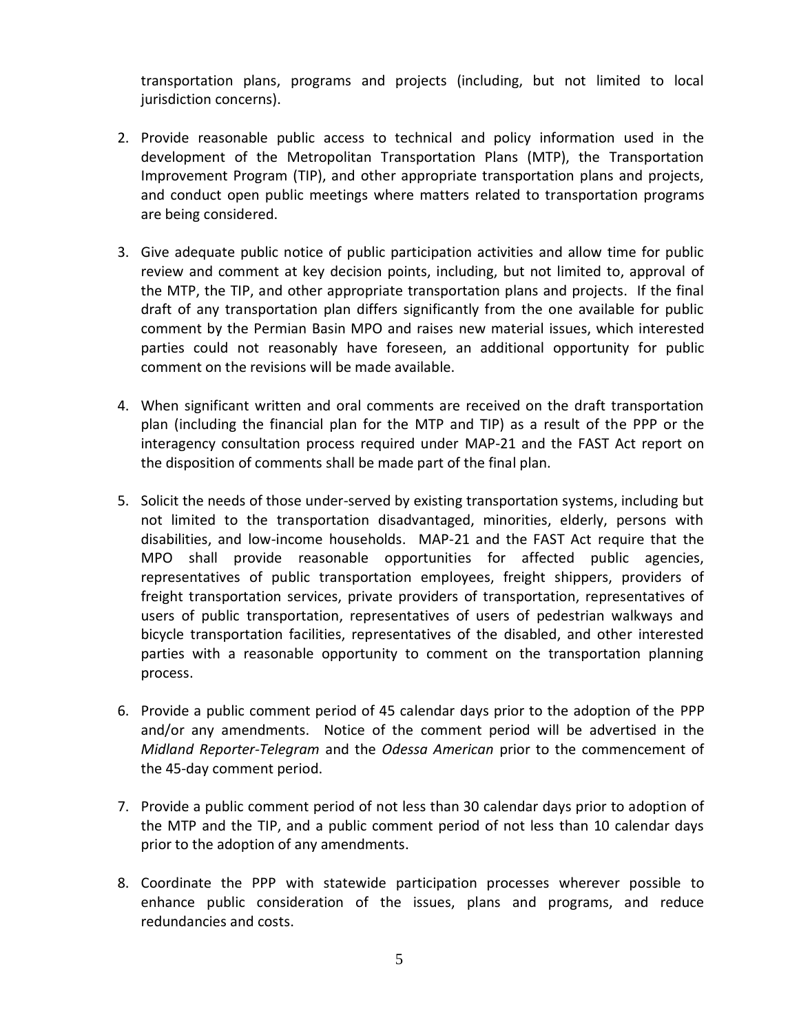transportation plans, programs and projects (including, but not limited to local jurisdiction concerns).

2. Provide reasonable public access to technical and policy information used in the development of the Metropolitan Transportation Plans (MTP), the Transportation Improvement Program (TIP), and other appropriate transportation plans and projects, and conduct open public meetings where matters related to transportation programs are being considered.

3. Give adequate public notice of public participation activities and allow time for public review and comment at key decision points, including, but not limited to, approval of the MTP, the TIP, and other appropriate transportation plans and projects. If the final draft of any transportation plan differs significantly from the one available for public comment by the Permian Basin MPO and raises new material issues, which interested parties could not reasonably have foreseen, an additional opportunity for public comment on the revisions will be made available.

4. When significant written and oral comments are received on the draft transportation plan (including the financial plan for the MTP and TIP) as a result of the PPP or the interagency consultation process required under MAP-21 and the FAST Act report on the disposition of comments shall be made part of the final plan.

5. Solicit the needs of those under-served by existing transportation systems, including but not limited to the transportation disadvantaged, minorities, elderly, persons with disabilities, and low-income households. MAP-21 and the FAST Act require that the MPO shall provide reasonable opportunities for affected public agencies, representatives of public transportation employees, freight shippers, providers of freight transportation services, private providers of transportation, representatives of users of public transportation, representatives of users of pedestrian walkways and bicycle transportation facilities, representatives of the disabled, and other interested parties with a reasonable opportunity to comment on the transportation planning process.

6. Provide a public comment period of 45 calendar days prior to the adoption of the PPP and/or any amendments. Notice of the comment period will be advertised in the *Midland Reporter-Telegram* and the *Odessa American* prior to the commencement of the 45-day comment period.

7. Provide a public comment period of not less than 30 calendar days prior to adoption of the MTP and the TIP, and a public comment period of not less than 10 calendar days prior to the adoption of any amendments.

8. Coordinate the PPP with statewide participation processes wherever possible to enhance public consideration of the issues, plans and programs, and reduce redundancies and costs.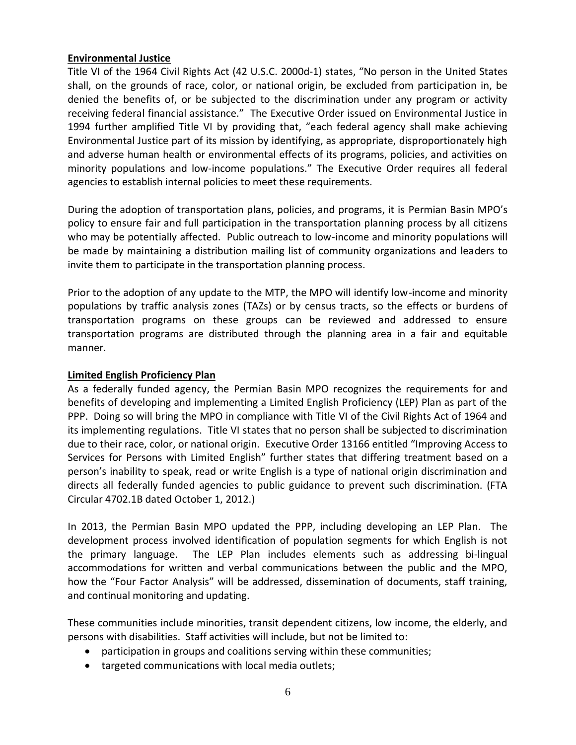**Environmental Justice**

Title VI of the 1964 Civil Rights Act (42 U.S.C. 2000d-1) states, "No person in the United States shall, on the grounds of race, color, or national origin, be excluded from participation in, be denied the benefits of, or be subjected to the discrimination under any program or activity receiving federal financial assistance." The Executive Order issued on Environmental Justice in 1994 further amplified Title VI by providing that, "each federal agency shall make achieving Environmental Justice part of its mission by identifying, as appropriate, disproportionately high and adverse human health or environmental effects of its programs, policies, and activities on minority populations and low-income populations." The Executive Order requires all federal agencies to establish internal policies to meet these requirements.

During the adoption of transportation plans, policies, and programs, it is Permian Basin MPO's policy to ensure fair and full participation in the transportation planning process by all citizens who may be potentially affected. Public outreach to low-income and minority populations will be made by maintaining a distribution mailing list of community organizations and leaders to invite them to participate in the transportation planning process.

Prior to the adoption of any update to the MTP, the MPO will identify low-income and minority populations by traffic analysis zones (TAZs) or by census tracts, so the effects or burdens of transportation programs on these groups can be reviewed and addressed to ensure transportation programs are distributed through the planning area in a fair and equitable manner.

**Limited English Proficiency Plan**

As a federally funded agency, the Permian Basin MPO recognizes the requirements for and benefits of developing and implementing a Limited English Proficiency (LEP) Plan as part of the PPP. Doing so will bring the MPO in compliance with Title VI of the Civil Rights Act of 1964 and its implementing regulations. Title VI states that no person shall be subjected to discrimination due to their race, color, or national origin. Executive Order 13166 entitled "Improving Access to Services for Persons with Limited English" further states that differing treatment based on a person's inability to speak, read or write English is a type of national origin discrimination and directs all federally funded agencies to public guidance to prevent such discrimination. (FTA Circular 4702.1B dated October 1, 2012.)

In 2013, the Permian Basin MPO updated the PPP, including developing an LEP Plan. The development process involved identification of population segments for which English is not the primary language. The LEP Plan includes elements such as addressing bi-lingual accommodations for written and verbal communications between the public and the MPO, how the "Four Factor Analysis" will be addressed, dissemination of documents, staff training, and continual monitoring and updating.

These communities include minorities, transit dependent citizens, low income, the elderly, and persons with disabilities. Staff activities will include, but not be limited to:

- participation in groups and coalitions serving within these communities;
- targeted communications with local media outlets;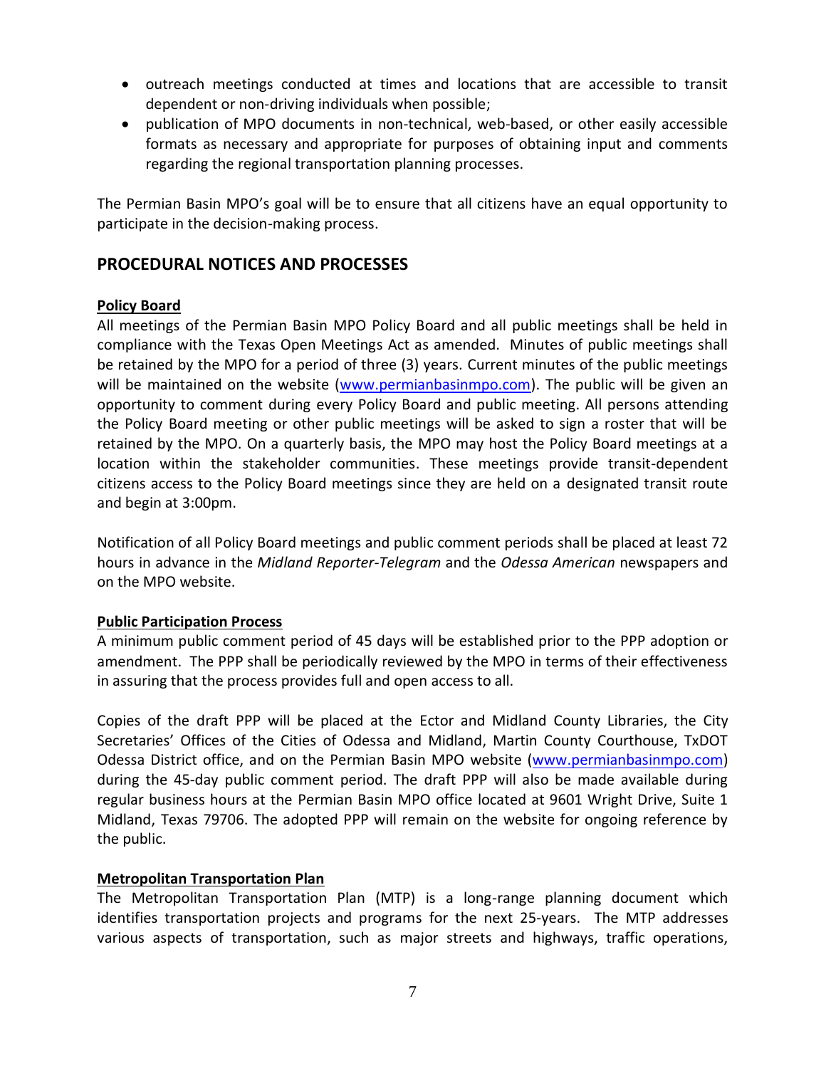- outreach meetings conducted at times and locations that are accessible to transit dependent or non-driving individuals when possible;
- publication of MPO documents in non-technical, web-based, or other easily accessible formats as necessary and appropriate for purposes of obtaining input and comments regarding the regional transportation planning processes.

The Permian Basin MPO's goal will be to ensure that all citizens have an equal opportunity to participate in the decision-making process.

## PROCEDURAL NOTICES AND PROCESSES

**Policy Board**

All meetings of the Permian Basin MPO Policy Board and all public meetings shall be held in compliance with the Texas Open Meetings Act as amended. Minutes of public meetings shall be retained by the MPO for a period of three (3) years. Current minutes of the public meetings will be maintained on the website (www.permianbasinmpo.com). The public will be given an opportunity to comment during every Policy Board and public meeting. All persons attending the Policy Board meeting or other public meetings will be asked to sign a roster that will be retained by the MPO. On a quarterly basis, the MPO may host the Policy Board meetings at a location within the stakeholder communities. These meetings provide transit-dependent citizens access to the Policy Board meetings since they are held on a designated transit route and begin at 3:00pm.

Notification of all Policy Board meetings and public comment periods shall be placed at least 72 hours in advance in the *Midland Reporter-Telegram* and the *Odessa American* newspapers and on the MPO website.

**Public Participation Process**

A minimum public comment period of 45 days will be established prior to the PPP adoption or amendment. The PPP shall be periodically reviewed by the MPO in terms of their effectiveness in assuring that the process provides full and open access to all.

Copies of the draft PPP will be placed at the Ector and Midland County Libraries, the City Secretaries' Offices of the Cities of Odessa and Midland, Martin County Courthouse, TxDOT Odessa District office, and on the Permian Basin MPO website (www.permianbasinmpo.com) during the 45-day public comment period. The draft PPP will also be made available during regular business hours at the Permian Basin MPO office located at 9601 Wright Drive, Suite 1 Midland, Texas 79706. The adopted PPP will remain on the website for ongoing reference by the public.

**Metropolitan Transportation Plan**

The Metropolitan Transportation Plan (MTP) is a long-range planning document which identifies transportation projects and programs for the next 25-years. The MTP addresses various aspects of transportation, such as major streets and highways, traffic operations,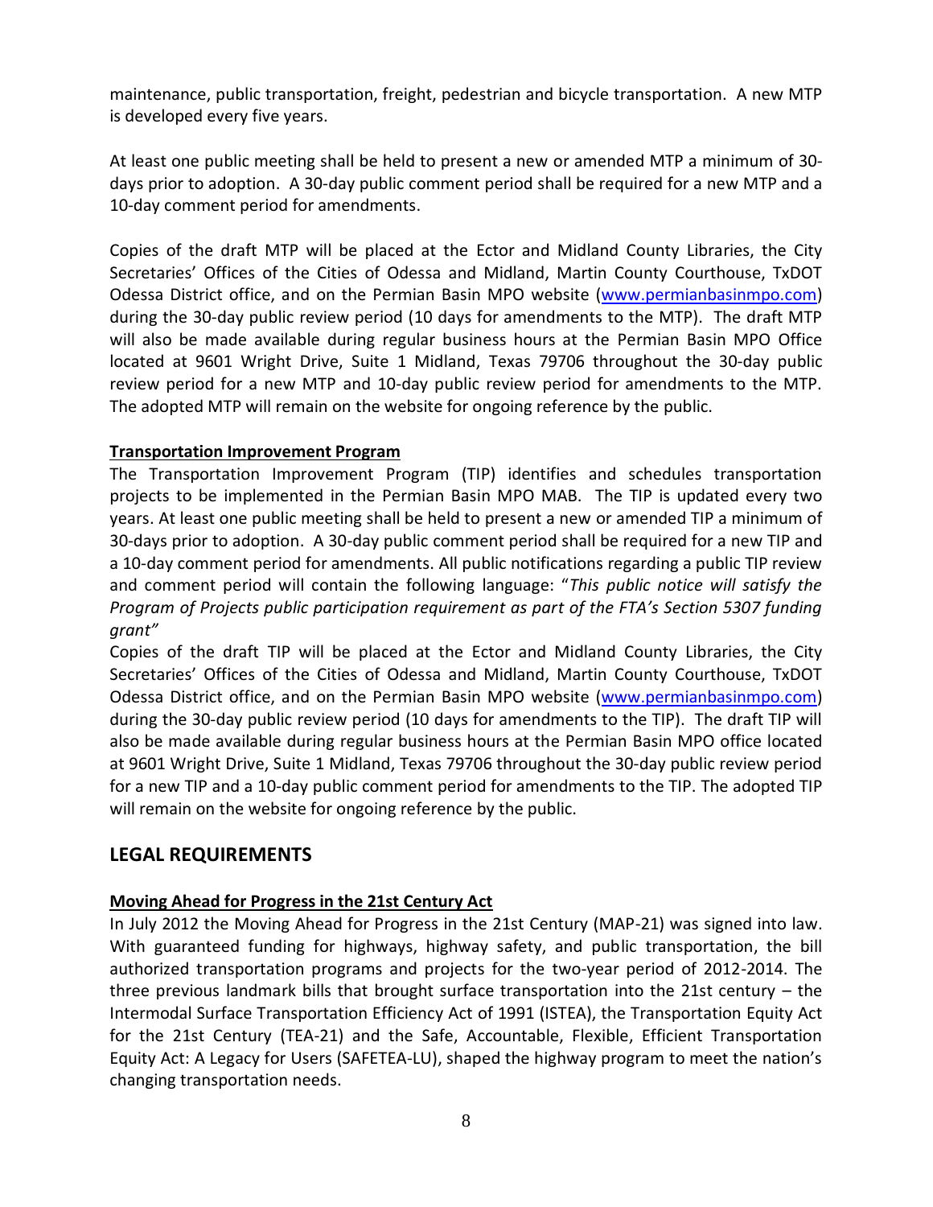maintenance, public transportation, freight, pedestrian and bicycle transportation. A new MTP is developed every five years.

At least one public meeting shall be held to present a new or amended MTP a minimum of 30-days prior to adoption. A 30-day public comment period shall be required for a new MTP and a 10-day comment period for amendments.

Copies of the draft MTP will be placed at the Ector and Midland County Libraries, the City Secretaries' Offices of the Cities of Odessa and Midland, Martin County Courthouse, TxDOT Odessa District office, and on the Permian Basin MPO website (www.permianbasinmpo.com) during the 30-day public review period (10 days for amendments to the MTP). The draft MTP will also be made available during regular business hours at the Permian Basin MPO Office located at 9601 Wright Drive, Suite 1 Midland, Texas 79706 throughout the 30-day public review period for a new MTP and 10-day public review period for amendments to the MTP. The adopted MTP will remain on the website for ongoing reference by the public.

**Transportation Improvement Program**

The Transportation Improvement Program (TIP) identifies and schedules transportation projects to be implemented in the Permian Basin MPO MAB. The TIP is updated every two years. At least one public meeting shall be held to present a new or amended TIP a minimum of 30-days prior to adoption. A 30-day public comment period shall be required for a new TIP and a 10-day comment period for amendments. All public notifications regarding a public TIP review and comment period will contain the following language: "*This public notice will satisfy the Program of Projects public participation requirement as part of the FTA's Section 5307 funding grant"*

Copies of the draft TIP will be placed at the Ector and Midland County Libraries, the City Secretaries' Offices of the Cities of Odessa and Midland, Martin County Courthouse, TxDOT Odessa District office, and on the Permian Basin MPO website (www.permianbasinmpo.com) during the 30-day public review period (10 days for amendments to the TIP). The draft TIP will also be made available during regular business hours at the Permian Basin MPO office located at 9601 Wright Drive, Suite 1 Midland, Texas 79706 throughout the 30-day public review period for a new TIP and a 10-day public comment period for amendments to the TIP. The adopted TIP will remain on the website for ongoing reference by the public.

## LEGAL REQUIREMENTS

**Moving Ahead for Progress in the 21st Century Act**

In July 2012 the Moving Ahead for Progress in the 21st Century (MAP-21) was signed into law. With guaranteed funding for highways, highway safety, and public transportation, the bill authorized transportation programs and projects for the two-year period of 2012-2014. The three previous landmark bills that brought surface transportation into the 21st century – the Intermodal Surface Transportation Efficiency Act of 1991 (ISTEA), the Transportation Equity Act for the 21st Century (TEA-21) and the Safe, Accountable, Flexible, Efficient Transportation Equity Act: A Legacy for Users (SAFETEA-LU), shaped the highway program to meet the nation's changing transportation needs.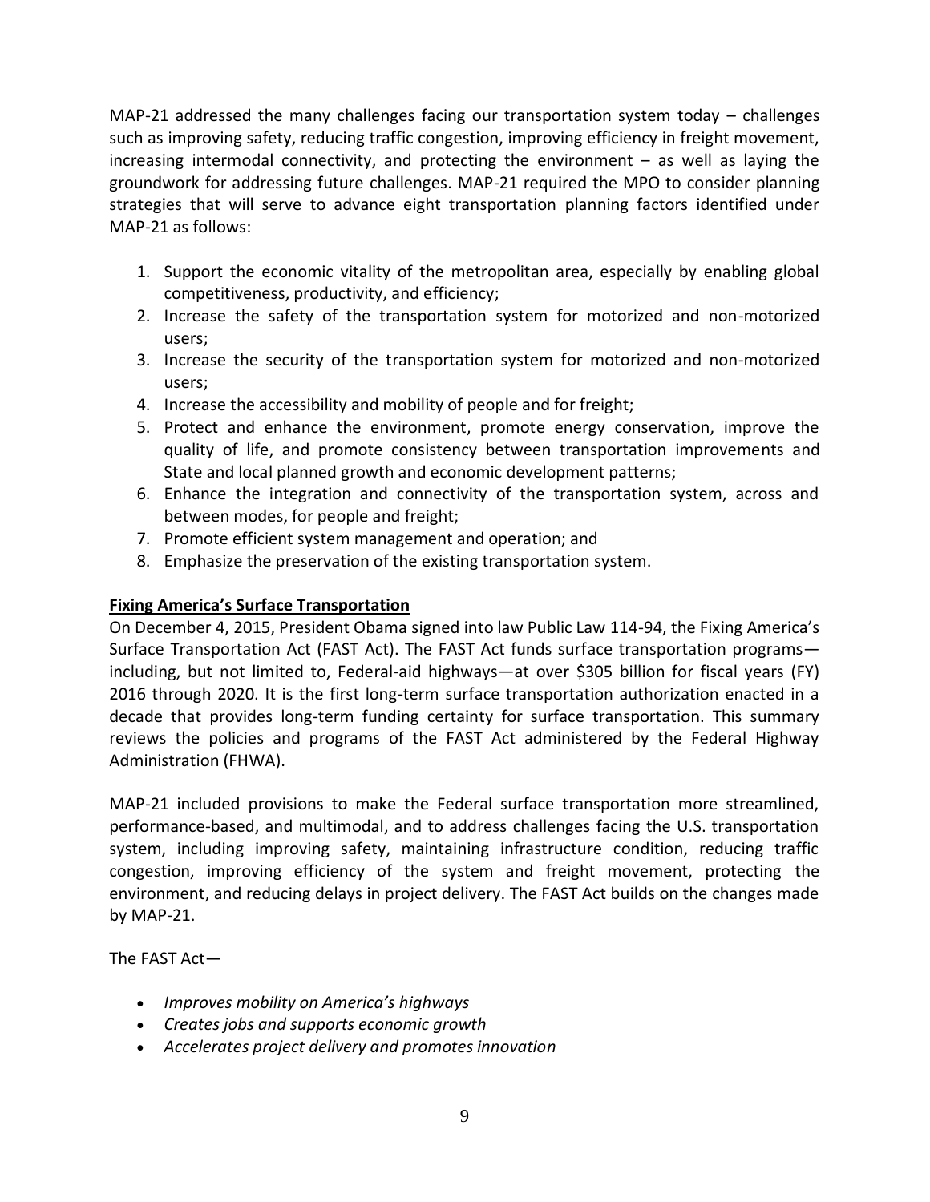MAP-21 addressed the many challenges facing our transportation system today – challenges such as improving safety, reducing traffic congestion, improving efficiency in freight movement, increasing intermodal connectivity, and protecting the environment – as well as laying the groundwork for addressing future challenges. MAP-21 required the MPO to consider planning strategies that will serve to advance eight transportation planning factors identified under MAP-21 as follows:

1. Support the economic vitality of the metropolitan area, especially by enabling global competitiveness, productivity, and efficiency;
2. Increase the safety of the transportation system for motorized and non-motorized users;
3. Increase the security of the transportation system for motorized and non-motorized users;
4. Increase the accessibility and mobility of people and for freight;
5. Protect and enhance the environment, promote energy conservation, improve the quality of life, and promote consistency between transportation improvements and State and local planned growth and economic development patterns;
6. Enhance the integration and connectivity of the transportation system, across and between modes, for people and freight;
7. Promote efficient system management and operation; and
8. Emphasize the preservation of the existing transportation system.

**Fixing America's Surface Transportation**

On December 4, 2015, President Obama signed into law Public Law 114-94, the Fixing America's Surface Transportation Act (FAST Act). The FAST Act funds surface transportation programs—including, but not limited to, Federal-aid highways—at over $305 billion for fiscal years (FY) 2016 through 2020. It is the first long-term surface transportation authorization enacted in a decade that provides long-term funding certainty for surface transportation. This summary reviews the policies and programs of the FAST Act administered by the Federal Highway Administration (FHWA).

MAP-21 included provisions to make the Federal surface transportation more streamlined, performance-based, and multimodal, and to address challenges facing the U.S. transportation system, including improving safety, maintaining infrastructure condition, reducing traffic congestion, improving efficiency of the system and freight movement, protecting the environment, and reducing delays in project delivery. The FAST Act builds on the changes made by MAP-21.

The FAST Act—

- *Improves mobility on America's highways*
- *Creates jobs and supports economic growth*
- *Accelerates project delivery and promotes innovation*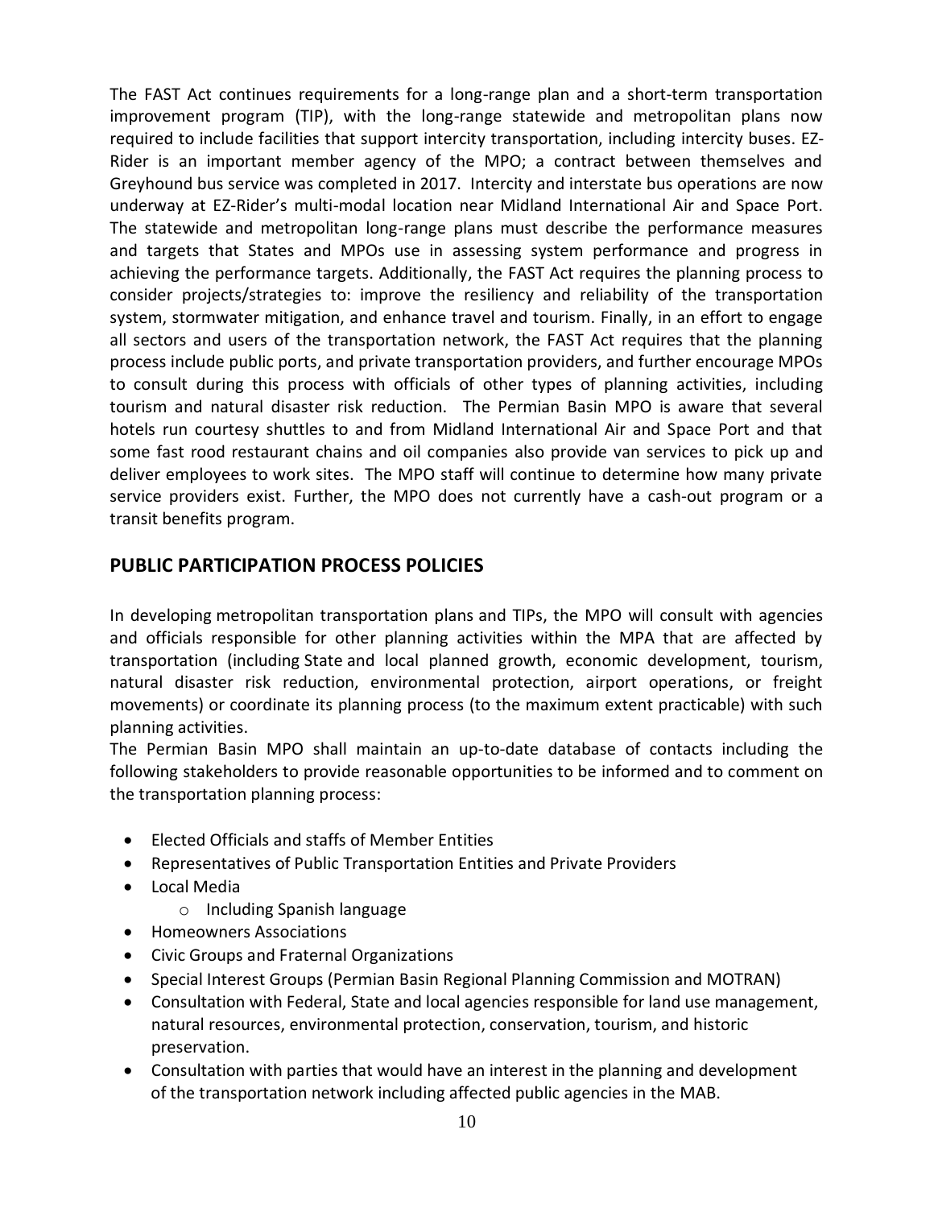The FAST Act continues requirements for a long-range plan and a short-term transportation improvement program (TIP), with the long-range statewide and metropolitan plans now required to include facilities that support intercity transportation, including intercity buses. EZ-Rider is an important member agency of the MPO; a contract between themselves and Greyhound bus service was completed in 2017. Intercity and interstate bus operations are now underway at EZ-Rider's multi-modal location near Midland International Air and Space Port. The statewide and metropolitan long-range plans must describe the performance measures and targets that States and MPOs use in assessing system performance and progress in achieving the performance targets. Additionally, the FAST Act requires the planning process to consider projects/strategies to: improve the resiliency and reliability of the transportation system, stormwater mitigation, and enhance travel and tourism. Finally, in an effort to engage all sectors and users of the transportation network, the FAST Act requires that the planning process include public ports, and private transportation providers, and further encourage MPOs to consult during this process with officials of other types of planning activities, including tourism and natural disaster risk reduction. The Permian Basin MPO is aware that several hotels run courtesy shuttles to and from Midland International Air and Space Port and that some fast rood restaurant chains and oil companies also provide van services to pick up and deliver employees to work sites. The MPO staff will continue to determine how many private service providers exist. Further, the MPO does not currently have a cash-out program or a transit benefits program.

## PUBLIC PARTICIPATION PROCESS POLICIES

In developing metropolitan transportation plans and TIPs, the MPO will consult with agencies and officials responsible for other planning activities within the MPA that are affected by transportation (including State and local planned growth, economic development, tourism, natural disaster risk reduction, environmental protection, airport operations, or freight movements) or coordinate its planning process (to the maximum extent practicable) with such planning activities.

The Permian Basin MPO shall maintain an up-to-date database of contacts including the following stakeholders to provide reasonable opportunities to be informed and to comment on the transportation planning process:

- Elected Officials and staffs of Member Entities
- Representatives of Public Transportation Entities and Private Providers
- Local Media
  - Including Spanish language
- Homeowners Associations
- Civic Groups and Fraternal Organizations
- Special Interest Groups (Permian Basin Regional Planning Commission and MOTRAN)
- Consultation with Federal, State and local agencies responsible for land use management, natural resources, environmental protection, conservation, tourism, and historic preservation.
- Consultation with parties that would have an interest in the planning and development of the transportation network including affected public agencies in the MAB.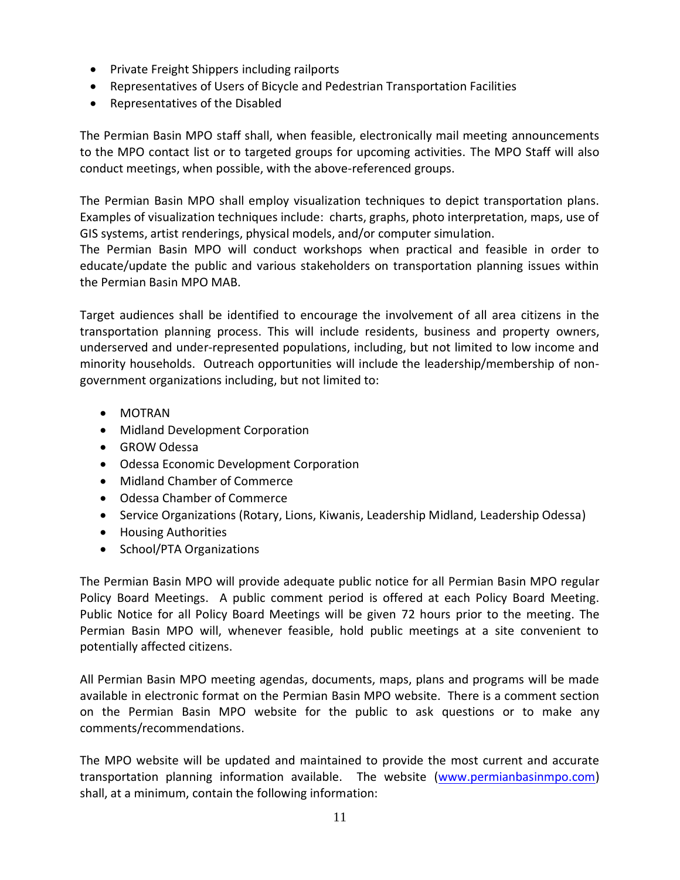- Private Freight Shippers including railports
- Representatives of Users of Bicycle and Pedestrian Transportation Facilities
- Representatives of the Disabled

The Permian Basin MPO staff shall, when feasible, electronically mail meeting announcements to the MPO contact list or to targeted groups for upcoming activities. The MPO Staff will also conduct meetings, when possible, with the above-referenced groups.

The Permian Basin MPO shall employ visualization techniques to depict transportation plans. Examples of visualization techniques include: charts, graphs, photo interpretation, maps, use of GIS systems, artist renderings, physical models, and/or computer simulation.
The Permian Basin MPO will conduct workshops when practical and feasible in order to educate/update the public and various stakeholders on transportation planning issues within the Permian Basin MPO MAB.

Target audiences shall be identified to encourage the involvement of all area citizens in the transportation planning process. This will include residents, business and property owners, underserved and under-represented populations, including, but not limited to low income and minority households. Outreach opportunities will include the leadership/membership of non-government organizations including, but not limited to:

- MOTRAN
- Midland Development Corporation
- GROW Odessa
- Odessa Economic Development Corporation
- Midland Chamber of Commerce
- Odessa Chamber of Commerce
- Service Organizations (Rotary, Lions, Kiwanis, Leadership Midland, Leadership Odessa)
- Housing Authorities
- School/PTA Organizations

The Permian Basin MPO will provide adequate public notice for all Permian Basin MPO regular Policy Board Meetings. A public comment period is offered at each Policy Board Meeting. Public Notice for all Policy Board Meetings will be given 72 hours prior to the meeting. The Permian Basin MPO will, whenever feasible, hold public meetings at a site convenient to potentially affected citizens.

All Permian Basin MPO meeting agendas, documents, maps, plans and programs will be made available in electronic format on the Permian Basin MPO website. There is a comment section on the Permian Basin MPO website for the public to ask questions or to make any comments/recommendations.

The MPO website will be updated and maintained to provide the most current and accurate transportation planning information available. The website (www.permianbasinmpo.com) shall, at a minimum, contain the following information: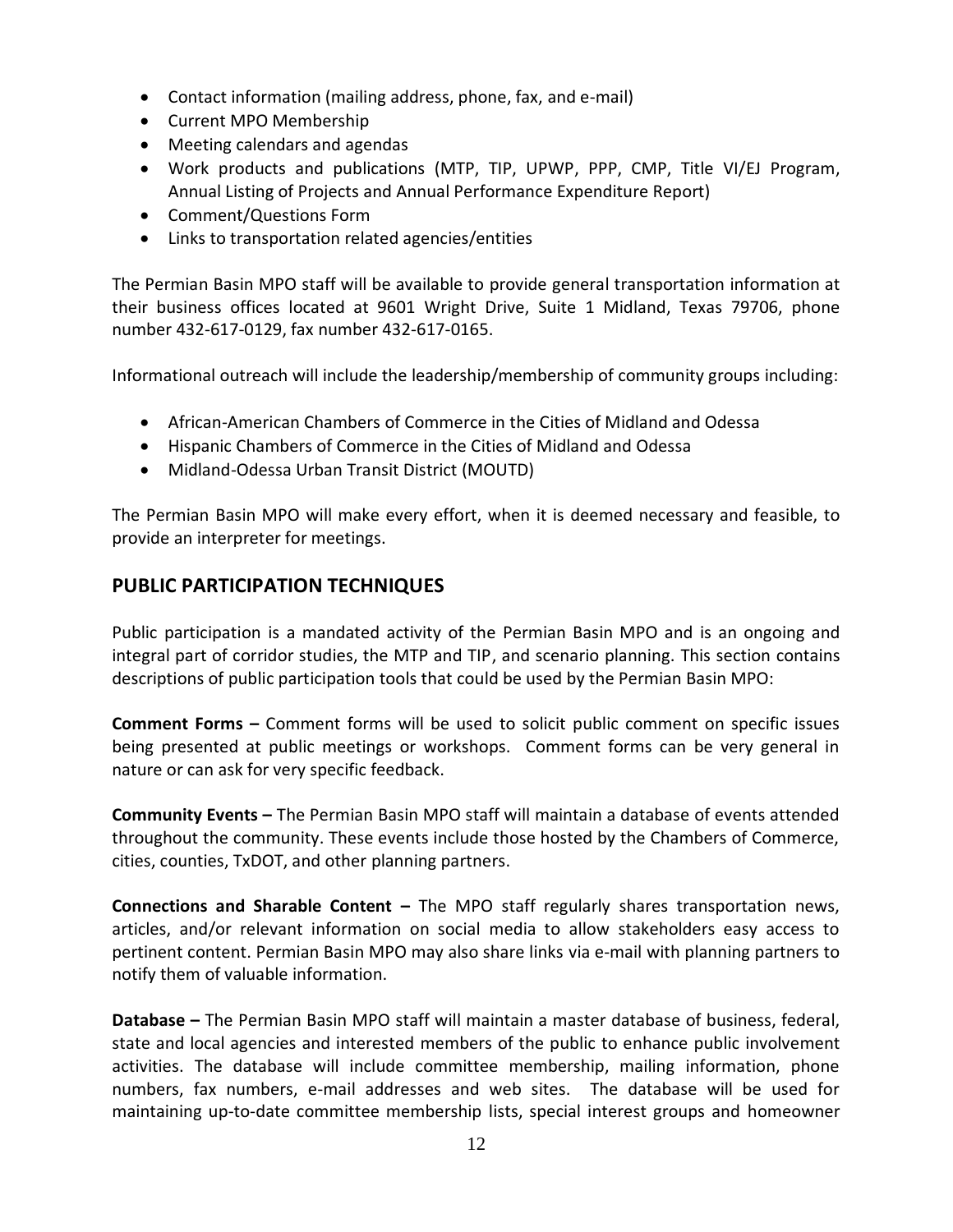- Contact information (mailing address, phone, fax, and e-mail)
- Current MPO Membership
- Meeting calendars and agendas
- Work products and publications (MTP, TIP, UPWP, PPP, CMP, Title VI/EJ Program, Annual Listing of Projects and Annual Performance Expenditure Report)
- Comment/Questions Form
- Links to transportation related agencies/entities

The Permian Basin MPO staff will be available to provide general transportation information at their business offices located at 9601 Wright Drive, Suite 1 Midland, Texas 79706, phone number 432-617-0129, fax number 432-617-0165.

Informational outreach will include the leadership/membership of community groups including:

- African-American Chambers of Commerce in the Cities of Midland and Odessa
- Hispanic Chambers of Commerce in the Cities of Midland and Odessa
- Midland-Odessa Urban Transit District (MOUTD)

The Permian Basin MPO will make every effort, when it is deemed necessary and feasible, to provide an interpreter for meetings.

## PUBLIC PARTICIPATION TECHNIQUES

Public participation is a mandated activity of the Permian Basin MPO and is an ongoing and integral part of corridor studies, the MTP and TIP, and scenario planning. This section contains descriptions of public participation tools that could be used by the Permian Basin MPO:

**Comment Forms –** Comment forms will be used to solicit public comment on specific issues being presented at public meetings or workshops. Comment forms can be very general in nature or can ask for very specific feedback.

**Community Events –** The Permian Basin MPO staff will maintain a database of events attended throughout the community. These events include those hosted by the Chambers of Commerce, cities, counties, TxDOT, and other planning partners.

**Connections and Sharable Content –** The MPO staff regularly shares transportation news, articles, and/or relevant information on social media to allow stakeholders easy access to pertinent content. Permian Basin MPO may also share links via e-mail with planning partners to notify them of valuable information.

**Database –** The Permian Basin MPO staff will maintain a master database of business, federal, state and local agencies and interested members of the public to enhance public involvement activities. The database will include committee membership, mailing information, phone numbers, fax numbers, e-mail addresses and web sites. The database will be used for maintaining up-to-date committee membership lists, special interest groups and homeowner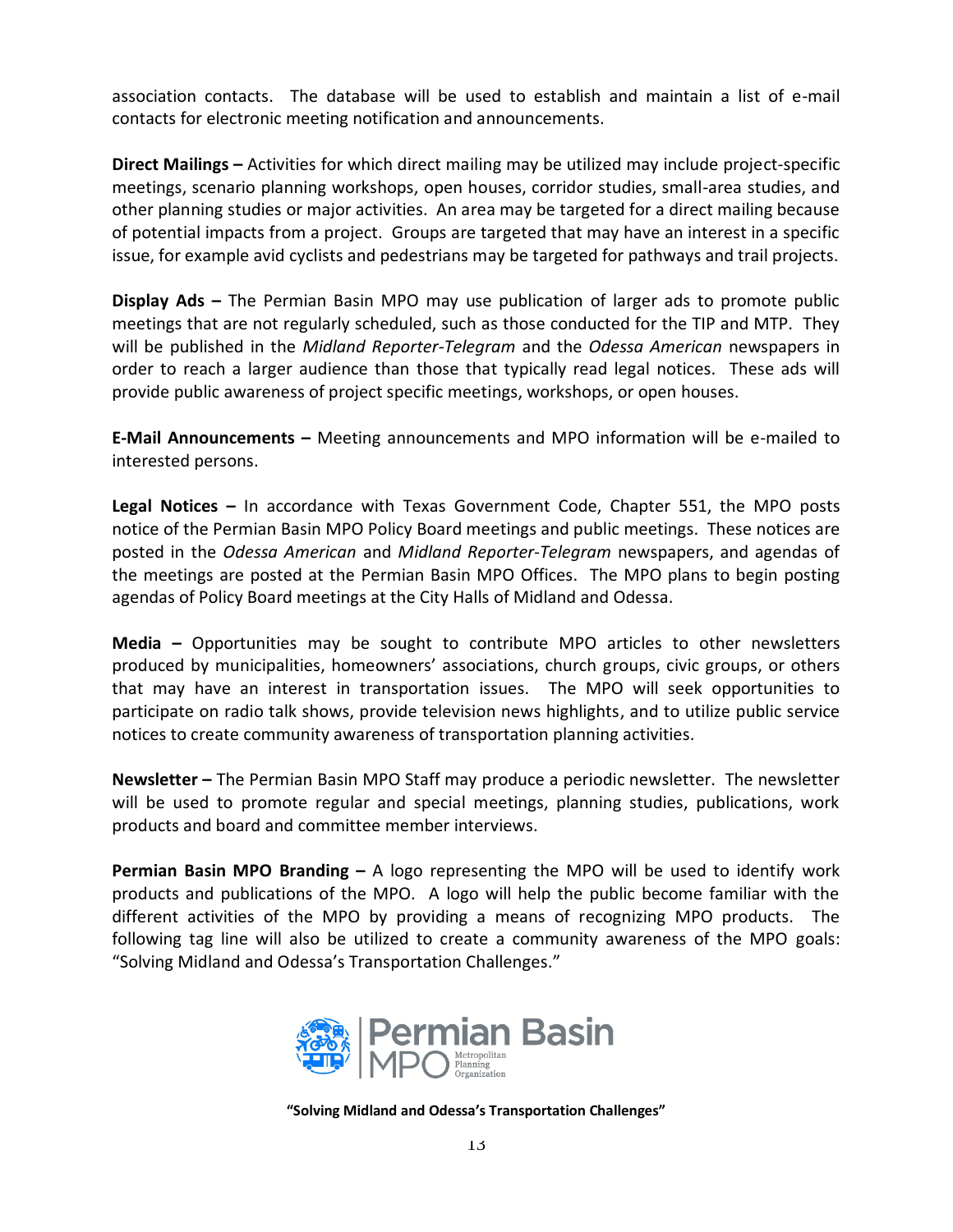association contacts. The database will be used to establish and maintain a list of e-mail contacts for electronic meeting notification and announcements.

**Direct Mailings –** Activities for which direct mailing may be utilized may include project-specific meetings, scenario planning workshops, open houses, corridor studies, small-area studies, and other planning studies or major activities. An area may be targeted for a direct mailing because of potential impacts from a project. Groups are targeted that may have an interest in a specific issue, for example avid cyclists and pedestrians may be targeted for pathways and trail projects.

**Display Ads –** The Permian Basin MPO may use publication of larger ads to promote public meetings that are not regularly scheduled, such as those conducted for the TIP and MTP. They will be published in the *Midland Reporter-Telegram* and the *Odessa American* newspapers in order to reach a larger audience than those that typically read legal notices. These ads will provide public awareness of project specific meetings, workshops, or open houses.

**E-Mail Announcements –** Meeting announcements and MPO information will be e-mailed to interested persons.

**Legal Notices –** In accordance with Texas Government Code, Chapter 551, the MPO posts notice of the Permian Basin MPO Policy Board meetings and public meetings. These notices are posted in the *Odessa American* and *Midland Reporter-Telegram* newspapers, and agendas of the meetings are posted at the Permian Basin MPO Offices. The MPO plans to begin posting agendas of Policy Board meetings at the City Halls of Midland and Odessa.

**Media –** Opportunities may be sought to contribute MPO articles to other newsletters produced by municipalities, homeowners' associations, church groups, civic groups, or others that may have an interest in transportation issues. The MPO will seek opportunities to participate on radio talk shows, provide television news highlights, and to utilize public service notices to create community awareness of transportation planning activities.

**Newsletter –** The Permian Basin MPO Staff may produce a periodic newsletter. The newsletter will be used to promote regular and special meetings, planning studies, publications, work products and board and committee member interviews.

**Permian Basin MPO Branding –** A logo representing the MPO will be used to identify work products and publications of the MPO. A logo will help the public become familiar with the different activities of the MPO by providing a means of recognizing MPO products. The following tag line will also be utilized to create a community awareness of the MPO goals: "Solving Midland and Odessa's Transportation Challenges."

Permian Basin MPO Metropolitan Planning Organization

**"Solving Midland and Odessa's Transportation Challenges"**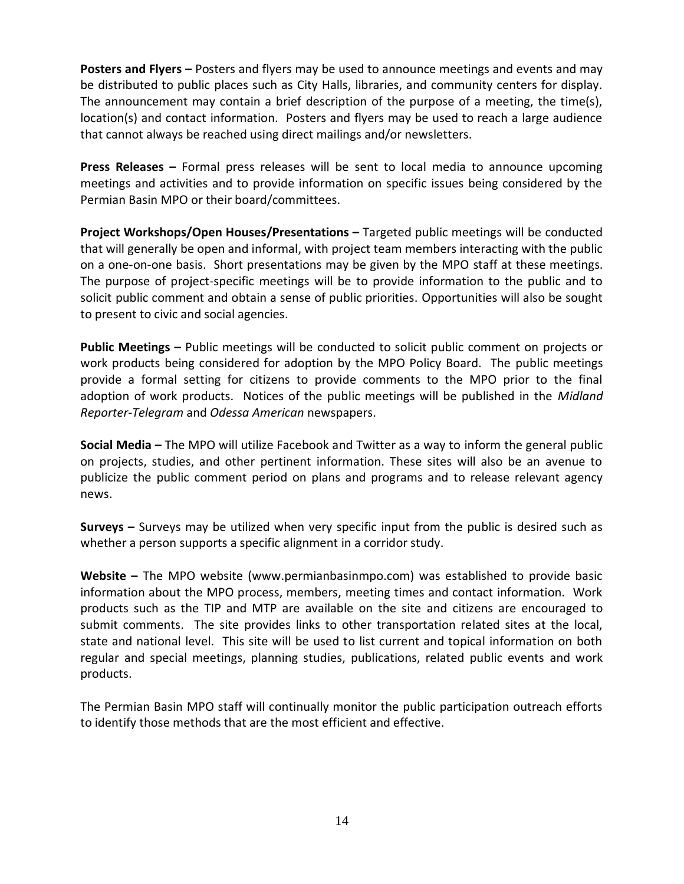**Posters and Flyers –** Posters and flyers may be used to announce meetings and events and may be distributed to public places such as City Halls, libraries, and community centers for display. The announcement may contain a brief description of the purpose of a meeting, the time(s), location(s) and contact information. Posters and flyers may be used to reach a large audience that cannot always be reached using direct mailings and/or newsletters.

**Press Releases –** Formal press releases will be sent to local media to announce upcoming meetings and activities and to provide information on specific issues being considered by the Permian Basin MPO or their board/committees.

**Project Workshops/Open Houses/Presentations –** Targeted public meetings will be conducted that will generally be open and informal, with project team members interacting with the public on a one-on-one basis. Short presentations may be given by the MPO staff at these meetings. The purpose of project-specific meetings will be to provide information to the public and to solicit public comment and obtain a sense of public priorities. Opportunities will also be sought to present to civic and social agencies.

**Public Meetings –** Public meetings will be conducted to solicit public comment on projects or work products being considered for adoption by the MPO Policy Board. The public meetings provide a formal setting for citizens to provide comments to the MPO prior to the final adoption of work products. Notices of the public meetings will be published in the *Midland Reporter-Telegram* and *Odessa American* newspapers.

**Social Media –** The MPO will utilize Facebook and Twitter as a way to inform the general public on projects, studies, and other pertinent information. These sites will also be an avenue to publicize the public comment period on plans and programs and to release relevant agency news.

**Surveys –** Surveys may be utilized when very specific input from the public is desired such as whether a person supports a specific alignment in a corridor study.

**Website –** The MPO website (www.permianbasinmpo.com) was established to provide basic information about the MPO process, members, meeting times and contact information. Work products such as the TIP and MTP are available on the site and citizens are encouraged to submit comments. The site provides links to other transportation related sites at the local, state and national level. This site will be used to list current and topical information on both regular and special meetings, planning studies, publications, related public events and work products.

The Permian Basin MPO staff will continually monitor the public participation outreach efforts to identify those methods that are the most efficient and effective.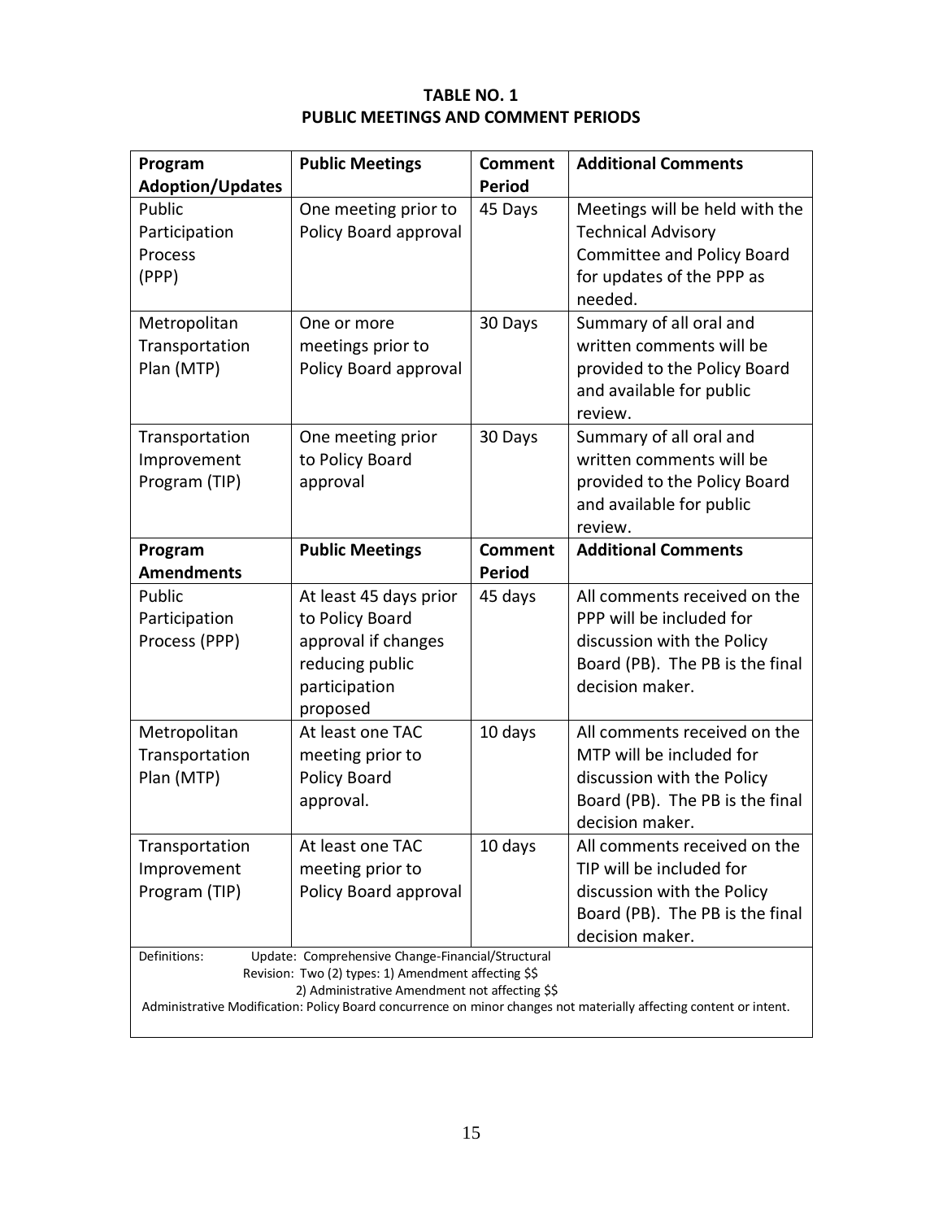**TABLE NO. 1**
**PUBLIC MEETINGS AND COMMENT PERIODS**

| Program Adoption/Updates | Public Meetings | Comment Period | Additional Comments |
|---|---|---|---|
| Public Participation Process (PPP) | One meeting prior to Policy Board approval | 45 Days | Meetings will be held with the Technical Advisory Committee and Policy Board for updates of the PPP as needed. |
| Metropolitan Transportation Plan (MTP) | One or more meetings prior to Policy Board approval | 30 Days | Summary of all oral and written comments will be provided to the Policy Board and available for public review. |
| Transportation Improvement Program (TIP) | One meeting prior to Policy Board approval | 30 Days | Summary of all oral and written comments will be provided to the Policy Board and available for public review. |
| **Program Amendments** | **Public Meetings** | **Comment Period** | **Additional Comments** |
| Public Participation Process (PPP) | At least 45 days prior to Policy Board approval if changes reducing public participation proposed | 45 days | All comments received on the PPP will be included for discussion with the Policy Board (PB). The PB is the final decision maker. |
| Metropolitan Transportation Plan (MTP) | At least one TAC meeting prior to Policy Board approval. | 10 days | All comments received on the MTP will be included for discussion with the Policy Board (PB). The PB is the final decision maker. |
| Transportation Improvement Program (TIP) | At least one TAC meeting prior to Policy Board approval | 10 days | All comments received on the TIP will be included for discussion with the Policy Board (PB). The PB is the final decision maker. |

Definitions: Update: Comprehensive Change-Financial/Structural
Revision: Two (2) types: 1) Amendment affecting $$
2) Administrative Amendment not affecting $$
Administrative Modification: Policy Board concurrence on minor changes not materially affecting content or intent.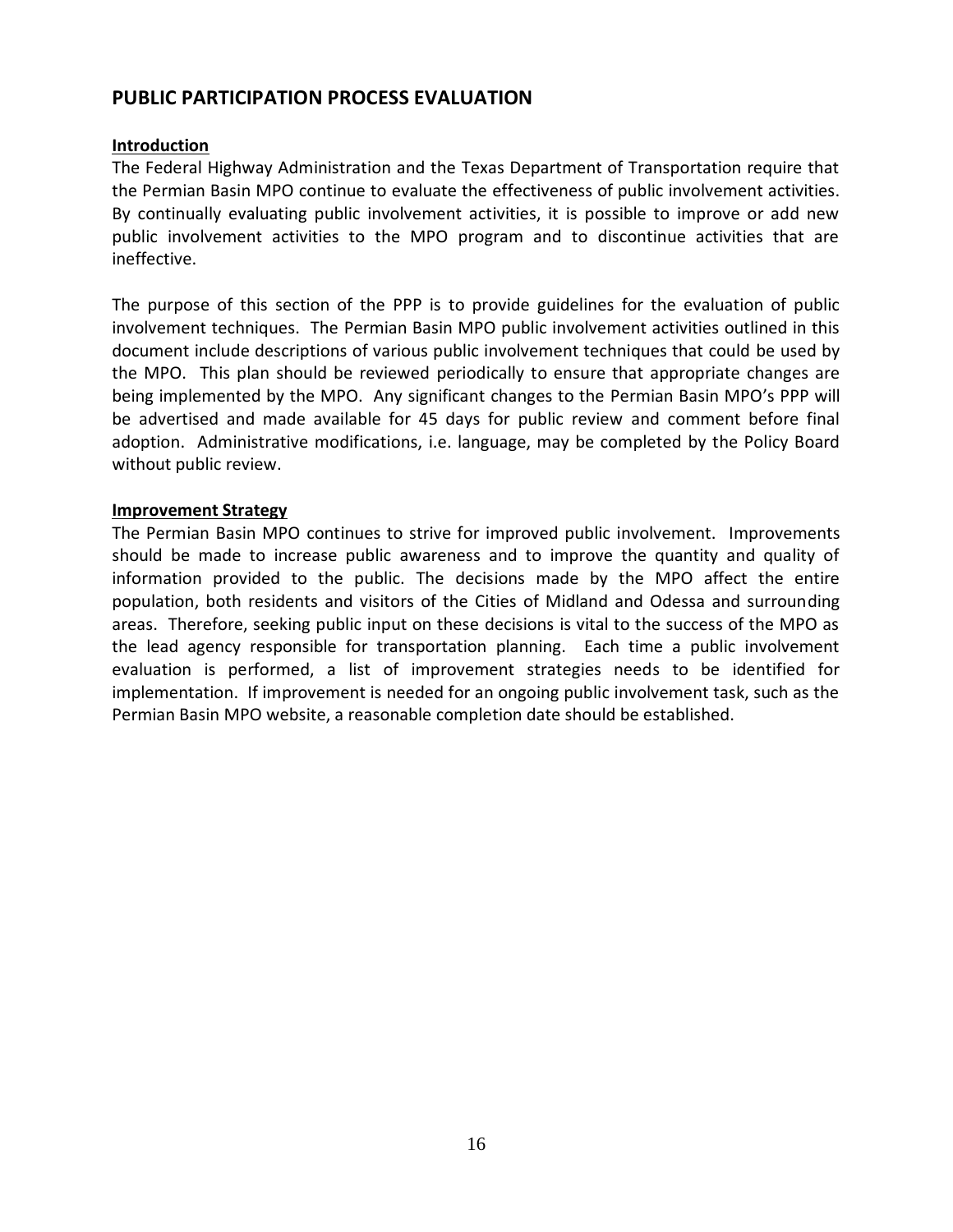## PUBLIC PARTICIPATION PROCESS EVALUATION

**Introduction**

The Federal Highway Administration and the Texas Department of Transportation require that the Permian Basin MPO continue to evaluate the effectiveness of public involvement activities. By continually evaluating public involvement activities, it is possible to improve or add new public involvement activities to the MPO program and to discontinue activities that are ineffective.

The purpose of this section of the PPP is to provide guidelines for the evaluation of public involvement techniques. The Permian Basin MPO public involvement activities outlined in this document include descriptions of various public involvement techniques that could be used by the MPO. This plan should be reviewed periodically to ensure that appropriate changes are being implemented by the MPO. Any significant changes to the Permian Basin MPO's PPP will be advertised and made available for 45 days for public review and comment before final adoption. Administrative modifications, i.e. language, may be completed by the Policy Board without public review.

**Improvement Strategy**

The Permian Basin MPO continues to strive for improved public involvement. Improvements should be made to increase public awareness and to improve the quantity and quality of information provided to the public. The decisions made by the MPO affect the entire population, both residents and visitors of the Cities of Midland and Odessa and surrounding areas. Therefore, seeking public input on these decisions is vital to the success of the MPO as the lead agency responsible for transportation planning. Each time a public involvement evaluation is performed, a list of improvement strategies needs to be identified for implementation. If improvement is needed for an ongoing public involvement task, such as the Permian Basin MPO website, a reasonable completion date should be established.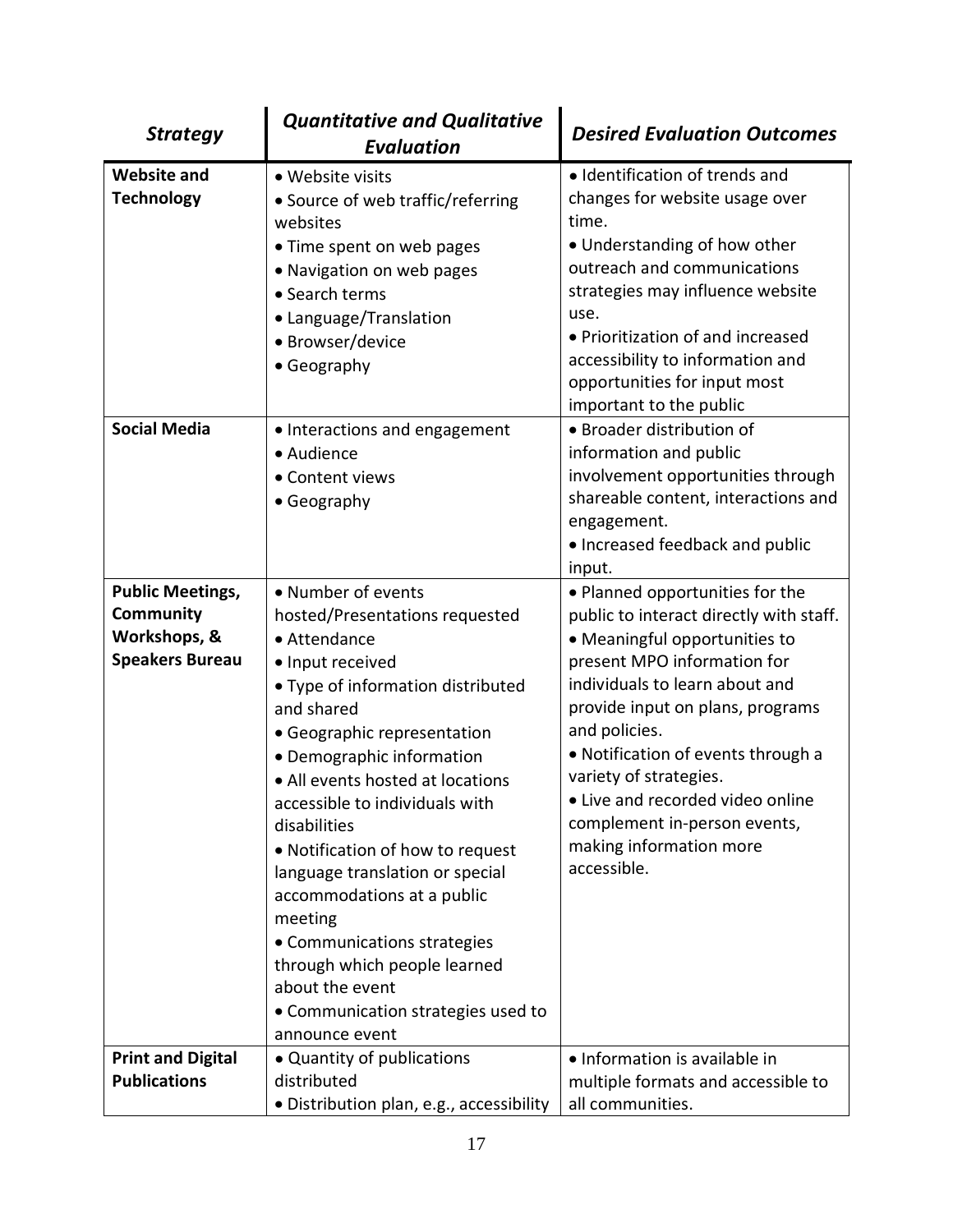| *Strategy* | *Quantitative and Qualitative Evaluation* | *Desired Evaluation Outcomes* |
|---|---|---|
| **Website and Technology** | • Website visits<br>• Source of web traffic/referring websites<br>• Time spent on web pages<br>• Navigation on web pages<br>• Search terms<br>• Language/Translation<br>• Browser/device<br>• Geography | • Identification of trends and changes for website usage over time.<br>• Understanding of how other outreach and communications strategies may influence website use.<br>• Prioritization of and increased accessibility to information and opportunities for input most important to the public |
| **Social Media** | • Interactions and engagement<br>• Audience<br>• Content views<br>• Geography | • Broader distribution of information and public involvement opportunities through shareable content, interactions and engagement.<br>• Increased feedback and public input. |
| **Public Meetings, Community Workshops, & Speakers Bureau** | • Number of events hosted/Presentations requested<br>• Attendance<br>• Input received<br>• Type of information distributed and shared<br>• Geographic representation<br>• Demographic information<br>• All events hosted at locations accessible to individuals with disabilities<br>• Notification of how to request language translation or special accommodations at a public meeting<br>• Communications strategies through which people learned about the event<br>• Communication strategies used to announce event | • Planned opportunities for the public to interact directly with staff.<br>• Meaningful opportunities to present MPO information for individuals to learn about and provide input on plans, programs and policies.<br>• Notification of events through a variety of strategies.<br>• Live and recorded video online complement in-person events, making information more accessible. |
| **Print and Digital Publications** | • Quantity of publications distributed<br>• Distribution plan, e.g., accessibility | • Information is available in multiple formats and accessible to all communities. |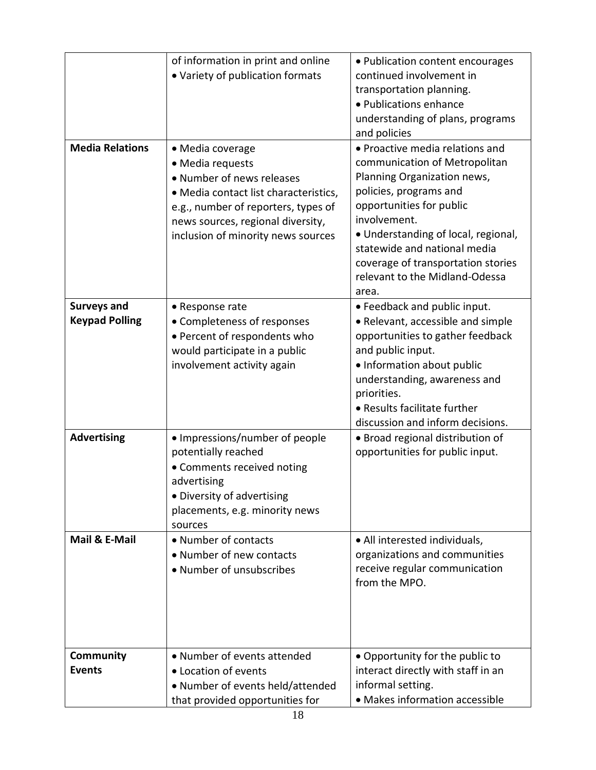| | | |
|---|---|---|
| | of information in print and online<br>• Variety of publication formats | • Publication content encourages continued involvement in transportation planning.<br>• Publications enhance understanding of plans, programs and policies |
| **Media Relations** | • Media coverage<br>• Media requests<br>• Number of news releases<br>• Media contact list characteristics, e.g., number of reporters, types of news sources, regional diversity, inclusion of minority news sources | • Proactive media relations and communication of Metropolitan Planning Organization news, policies, programs and opportunities for public involvement.<br>• Understanding of local, regional, statewide and national media coverage of transportation stories relevant to the Midland-Odessa area. |
| **Surveys and Keypad Polling** | • Response rate<br>• Completeness of responses<br>• Percent of respondents who would participate in a public involvement activity again | • Feedback and public input.<br>• Relevant, accessible and simple opportunities to gather feedback and public input.<br>• Information about public understanding, awareness and priorities.<br>• Results facilitate further discussion and inform decisions. |
| **Advertising** | • Impressions/number of people potentially reached<br>• Comments received noting advertising<br>• Diversity of advertising placements, e.g. minority news sources | • Broad regional distribution of opportunities for public input. |
| **Mail & E-Mail** | • Number of contacts<br>• Number of new contacts<br>• Number of unsubscribes | • All interested individuals, organizations and communities receive regular communication from the MPO. |
| **Community Events** | • Number of events attended<br>• Location of events<br>• Number of events held/attended that provided opportunities for | • Opportunity for the public to interact directly with staff in an informal setting.<br>• Makes information accessible |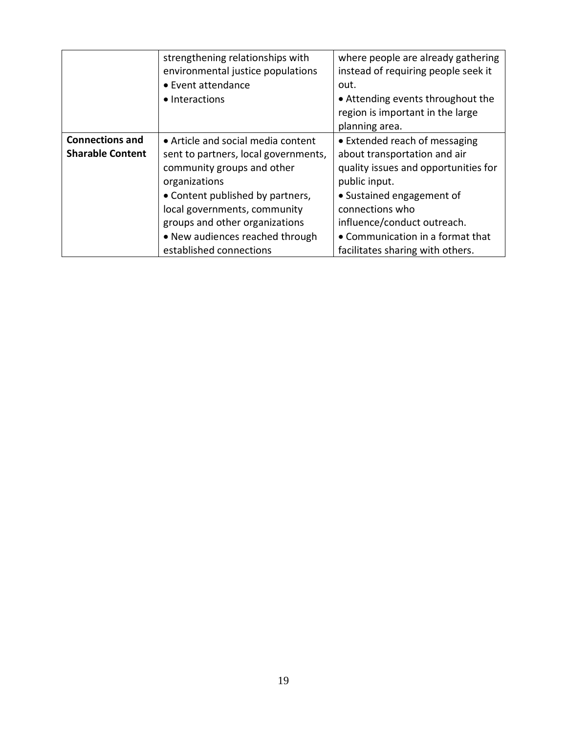| | | |
|---|---|---|
| | strengthening relationships with environmental justice populations<br>• Event attendance<br>• Interactions | where people are already gathering instead of requiring people seek it out.<br>• Attending events throughout the region is important in the large planning area. |
| **Connections and Sharable Content** | • Article and social media content sent to partners, local governments, community groups and other organizations<br>• Content published by partners, local governments, community groups and other organizations<br>• New audiences reached through established connections | • Extended reach of messaging about transportation and air quality issues and opportunities for public input.<br>• Sustained engagement of connections who influence/conduct outreach.<br>• Communication in a format that facilitates sharing with others. |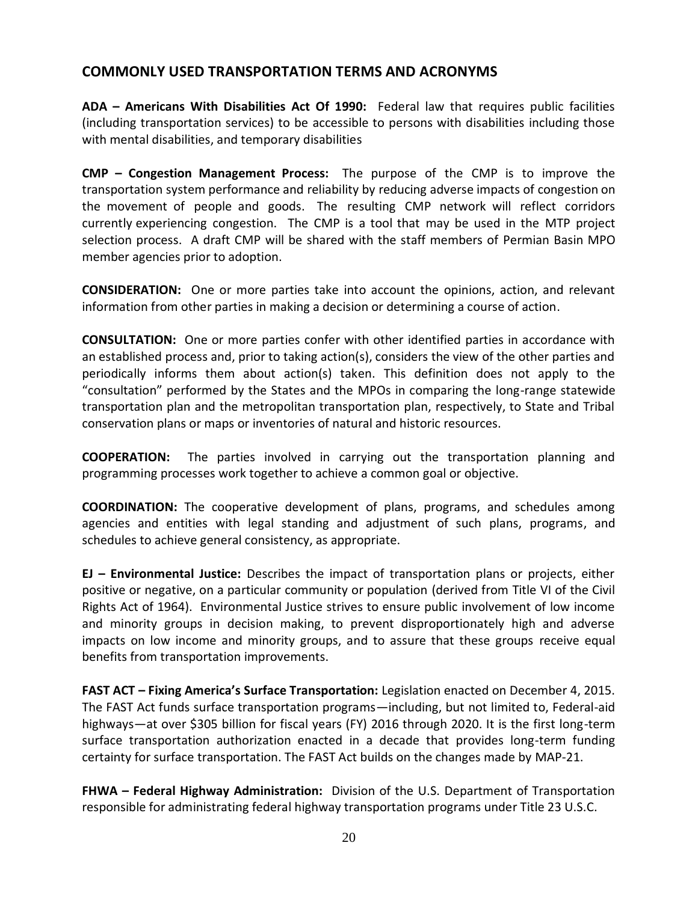## COMMONLY USED TRANSPORTATION TERMS AND ACRONYMS

**ADA – Americans With Disabilities Act Of 1990:** Federal law that requires public facilities (including transportation services) to be accessible to persons with disabilities including those with mental disabilities, and temporary disabilities

**CMP – Congestion Management Process:** The purpose of the CMP is to improve the transportation system performance and reliability by reducing adverse impacts of congestion on the movement of people and goods. The resulting CMP network will reflect corridors currently experiencing congestion. The CMP is a tool that may be used in the MTP project selection process. A draft CMP will be shared with the staff members of Permian Basin MPO member agencies prior to adoption.

**CONSIDERATION:** One or more parties take into account the opinions, action, and relevant information from other parties in making a decision or determining a course of action.

**CONSULTATION:** One or more parties confer with other identified parties in accordance with an established process and, prior to taking action(s), considers the view of the other parties and periodically informs them about action(s) taken. This definition does not apply to the "consultation" performed by the States and the MPOs in comparing the long-range statewide transportation plan and the metropolitan transportation plan, respectively, to State and Tribal conservation plans or maps or inventories of natural and historic resources.

**COOPERATION:** The parties involved in carrying out the transportation planning and programming processes work together to achieve a common goal or objective.

**COORDINATION:** The cooperative development of plans, programs, and schedules among agencies and entities with legal standing and adjustment of such plans, programs, and schedules to achieve general consistency, as appropriate.

**EJ – Environmental Justice:** Describes the impact of transportation plans or projects, either positive or negative, on a particular community or population (derived from Title VI of the Civil Rights Act of 1964). Environmental Justice strives to ensure public involvement of low income and minority groups in decision making, to prevent disproportionately high and adverse impacts on low income and minority groups, and to assure that these groups receive equal benefits from transportation improvements.

**FAST ACT – Fixing America's Surface Transportation:** Legislation enacted on December 4, 2015. The FAST Act funds surface transportation programs—including, but not limited to, Federal-aid highways—at over $305 billion for fiscal years (FY) 2016 through 2020. It is the first long-term surface transportation authorization enacted in a decade that provides long-term funding certainty for surface transportation. The FAST Act builds on the changes made by MAP-21.

**FHWA – Federal Highway Administration:** Division of the U.S. Department of Transportation responsible for administrating federal highway transportation programs under Title 23 U.S.C.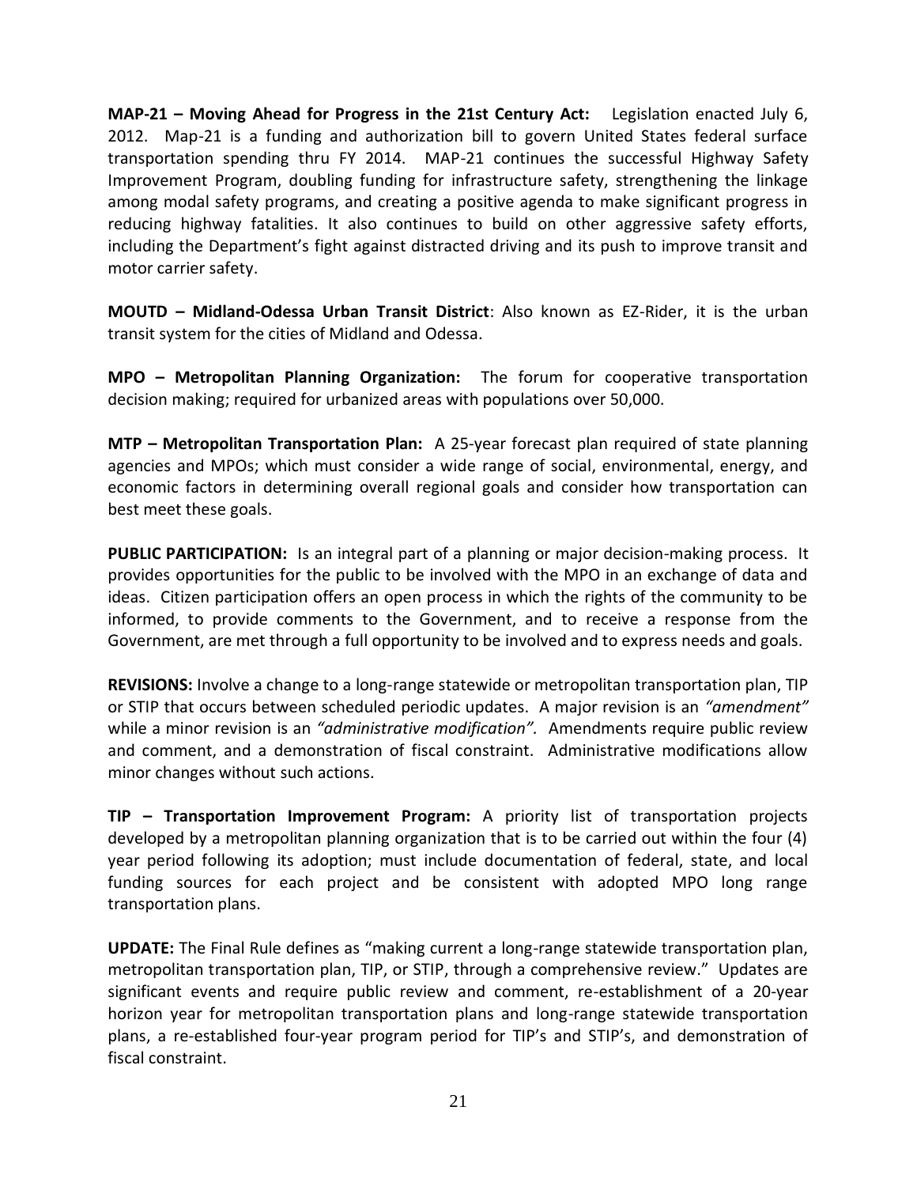**MAP-21 – Moving Ahead for Progress in the 21st Century Act:** Legislation enacted July 6, 2012. Map-21 is a funding and authorization bill to govern United States federal surface transportation spending thru FY 2014. MAP-21 continues the successful Highway Safety Improvement Program, doubling funding for infrastructure safety, strengthening the linkage among modal safety programs, and creating a positive agenda to make significant progress in reducing highway fatalities. It also continues to build on other aggressive safety efforts, including the Department's fight against distracted driving and its push to improve transit and motor carrier safety.

**MOUTD – Midland-Odessa Urban Transit District**: Also known as EZ-Rider, it is the urban transit system for the cities of Midland and Odessa.

**MPO – Metropolitan Planning Organization:** The forum for cooperative transportation decision making; required for urbanized areas with populations over 50,000.

**MTP – Metropolitan Transportation Plan:** A 25-year forecast plan required of state planning agencies and MPOs; which must consider a wide range of social, environmental, energy, and economic factors in determining overall regional goals and consider how transportation can best meet these goals.

**PUBLIC PARTICIPATION:** Is an integral part of a planning or major decision-making process. It provides opportunities for the public to be involved with the MPO in an exchange of data and ideas. Citizen participation offers an open process in which the rights of the community to be informed, to provide comments to the Government, and to receive a response from the Government, are met through a full opportunity to be involved and to express needs and goals.

**REVISIONS:** Involve a change to a long-range statewide or metropolitan transportation plan, TIP or STIP that occurs between scheduled periodic updates. A major revision is an *"amendment"* while a minor revision is an *"administrative modification".* Amendments require public review and comment, and a demonstration of fiscal constraint. Administrative modifications allow minor changes without such actions.

**TIP – Transportation Improvement Program:** A priority list of transportation projects developed by a metropolitan planning organization that is to be carried out within the four (4) year period following its adoption; must include documentation of federal, state, and local funding sources for each project and be consistent with adopted MPO long range transportation plans.

**UPDATE:** The Final Rule defines as "making current a long-range statewide transportation plan, metropolitan transportation plan, TIP, or STIP, through a comprehensive review." Updates are significant events and require public review and comment, re-establishment of a 20-year horizon year for metropolitan transportation plans and long-range statewide transportation plans, a re-established four-year program period for TIP's and STIP's, and demonstration of fiscal constraint.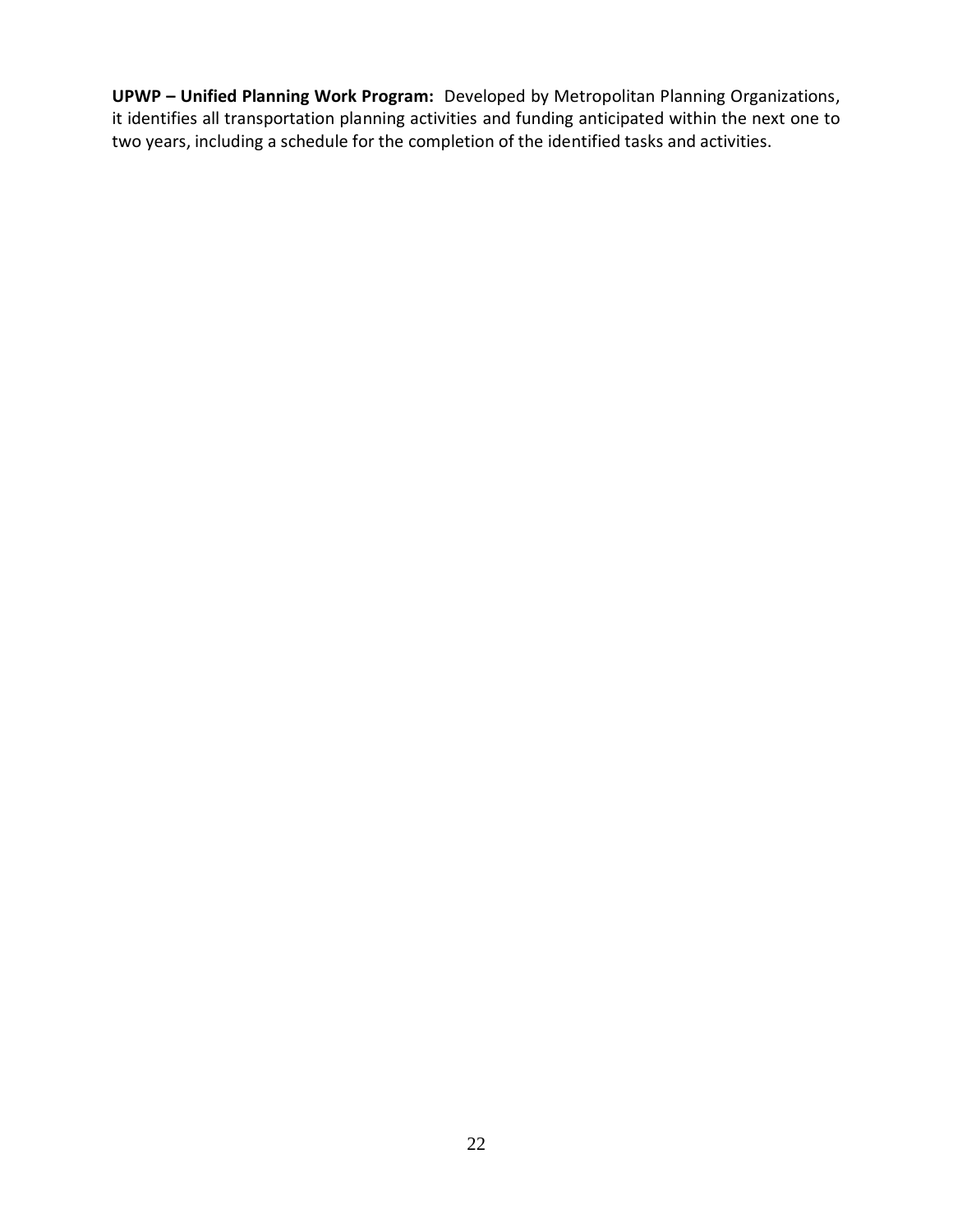**UPWP – Unified Planning Work Program:** Developed by Metropolitan Planning Organizations, it identifies all transportation planning activities and funding anticipated within the next one to two years, including a schedule for the completion of the identified tasks and activities.